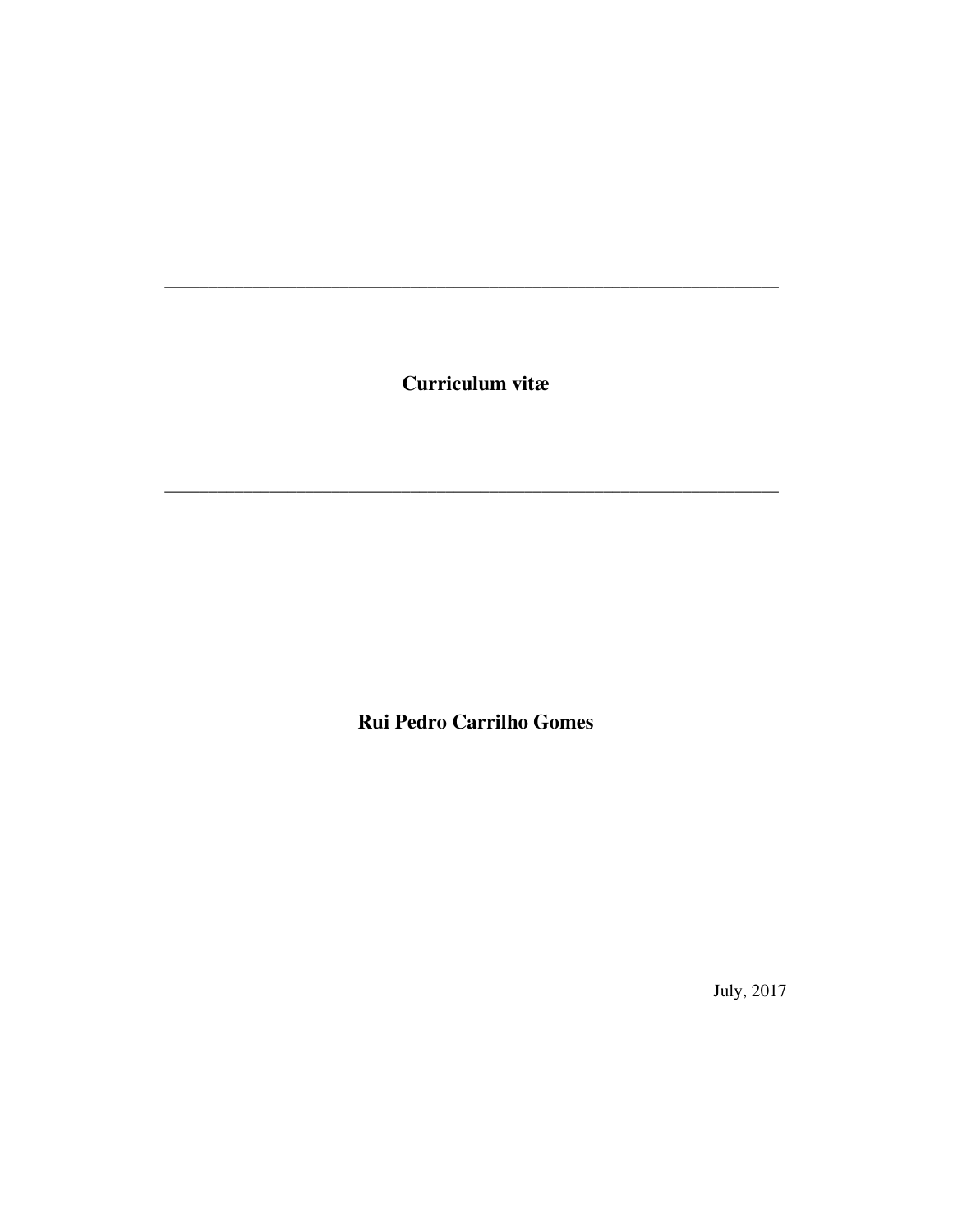---

**Curriculum vitæ**

---

**Rui Pedro Carrilho Gomes**

July, 2017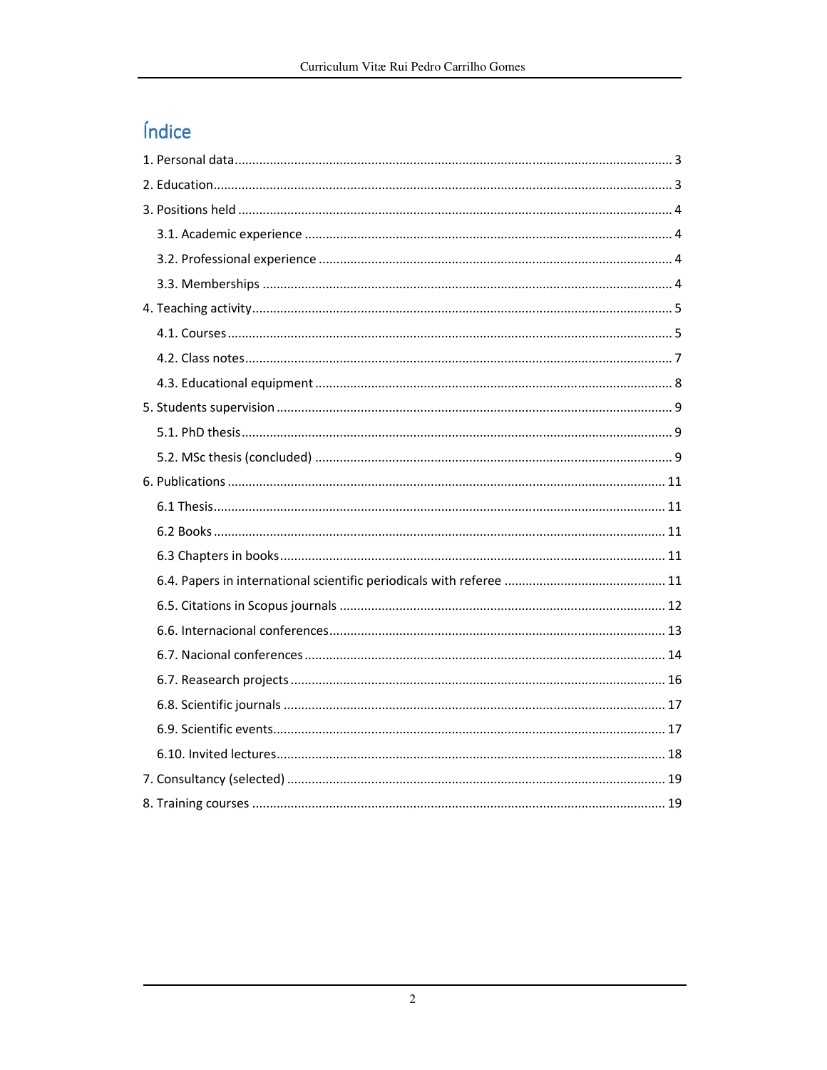# Índice

1. Personal data ... 3
2. Education ... 3
3. Positions held ... 4
   - 3.1. Academic experience ... 4
   - 3.2. Professional experience ... 4
   - 3.3. Memberships ... 4
4. Teaching activity ... 5
   - 4.1. Courses ... 5
   - 4.2. Class notes ... 7
   - 4.3. Educational equipment ... 8
5. Students supervision ... 9
   - 5.1. PhD thesis ... 9
   - 5.2. MSc thesis (concluded) ... 9
6. Publications ... 11
   - 6.1 Thesis ... 11
   - 6.2 Books ... 11
   - 6.3 Chapters in books ... 11
   - 6.4. Papers in international scientific periodicals with referee ... 11
   - 6.5. Citations in Scopus journals ... 12
   - 6.6. Internacional conferences ... 13
   - 6.7. Nacional conferences ... 14
   - 6.7. Reasearch projects ... 16
   - 6.8. Scientific journals ... 17
   - 6.9. Scientific events ... 17
   - 6.10. Invited lectures ... 18
7. Consultancy (selected) ... 19
8. Training courses ... 19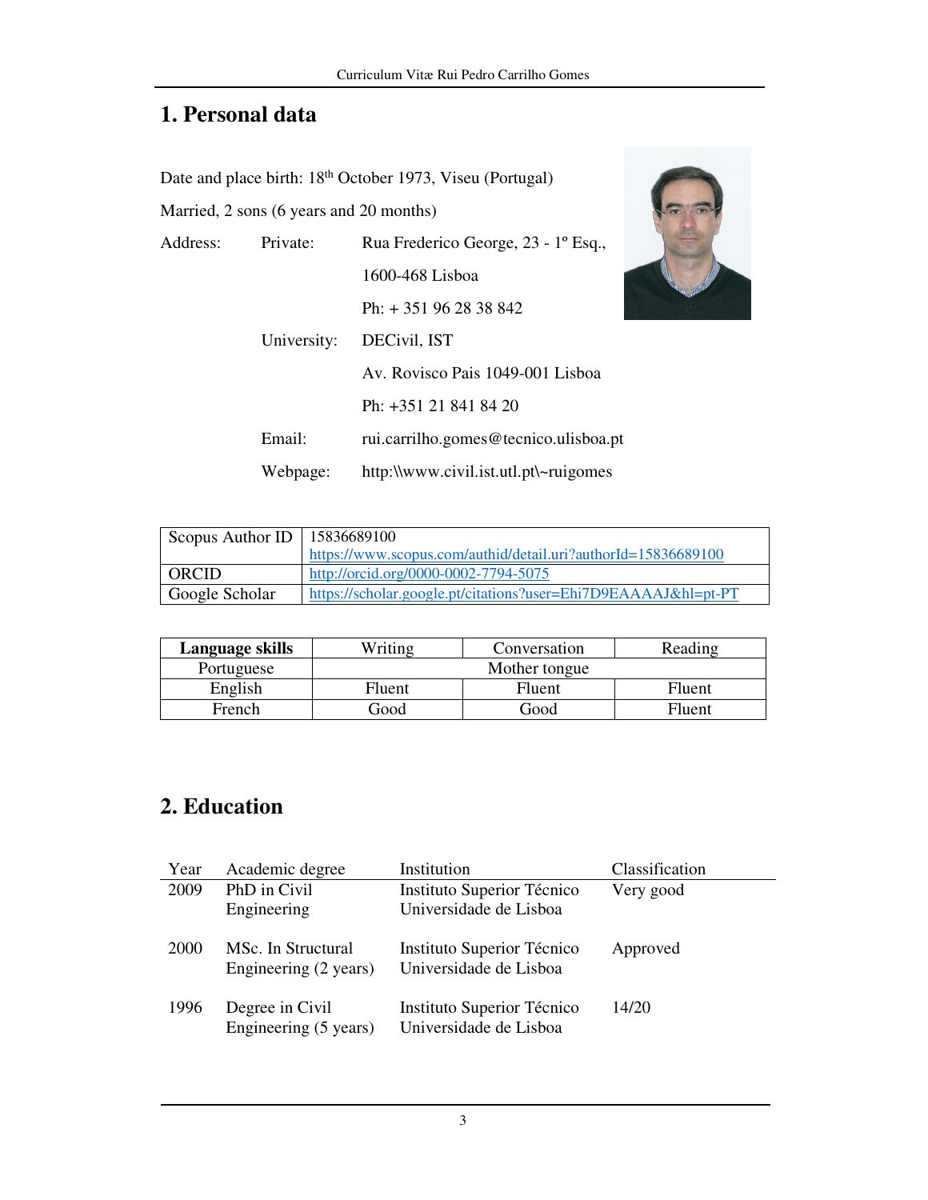# 1. Personal data

Date and place birth: 18th October 1973, Viseu (Portugal)

Married, 2 sons (6 years and 20 months)

| | | |
|---|---|---|
| Address: | Private: | Rua Frederico George, 23 - 1º Esq., |
| | | 1600-468 Lisboa |
| | | Ph: + 351 96 28 38 842 |
| | University: | DECivil, IST |
| | | Av. Rovisco Pais 1049-001 Lisboa |
| | | Ph: +351 21 841 84 20 |
| | Email: | rui.carrilho.gomes@tecnico.ulisboa.pt |
| | Webpage: | http:\\www.civil.ist.utl.pt\~ruigomes |

| | |
|---|---|
| Scopus Author ID | 15836689100 https://www.scopus.com/authid/detail.uri?authorId=15836689100 |
| ORCID | http://orcid.org/0000-0002-7794-5075 |
| Google Scholar | https://scholar.google.pt/citations?user=Ehi7D9EAAAAJ&hl=pt-PT |

| **Language skills** | Writing | Conversation | Reading |
|---|---|---|---|
| Portuguese | Mother tongue | | |
| English | Fluent | Fluent | Fluent |
| French | Good | Good | Fluent |

# 2. Education

| Year | Academic degree | Institution | Classification |
|---|---|---|---|
| 2009 | PhD in Civil Engineering | Instituto Superior Técnico Universidade de Lisboa | Very good |
| 2000 | MSc. In Structural Engineering (2 years) | Instituto Superior Técnico Universidade de Lisboa | Approved |
| 1996 | Degree in Civil Engineering (5 years) | Instituto Superior Técnico Universidade de Lisboa | 14/20 |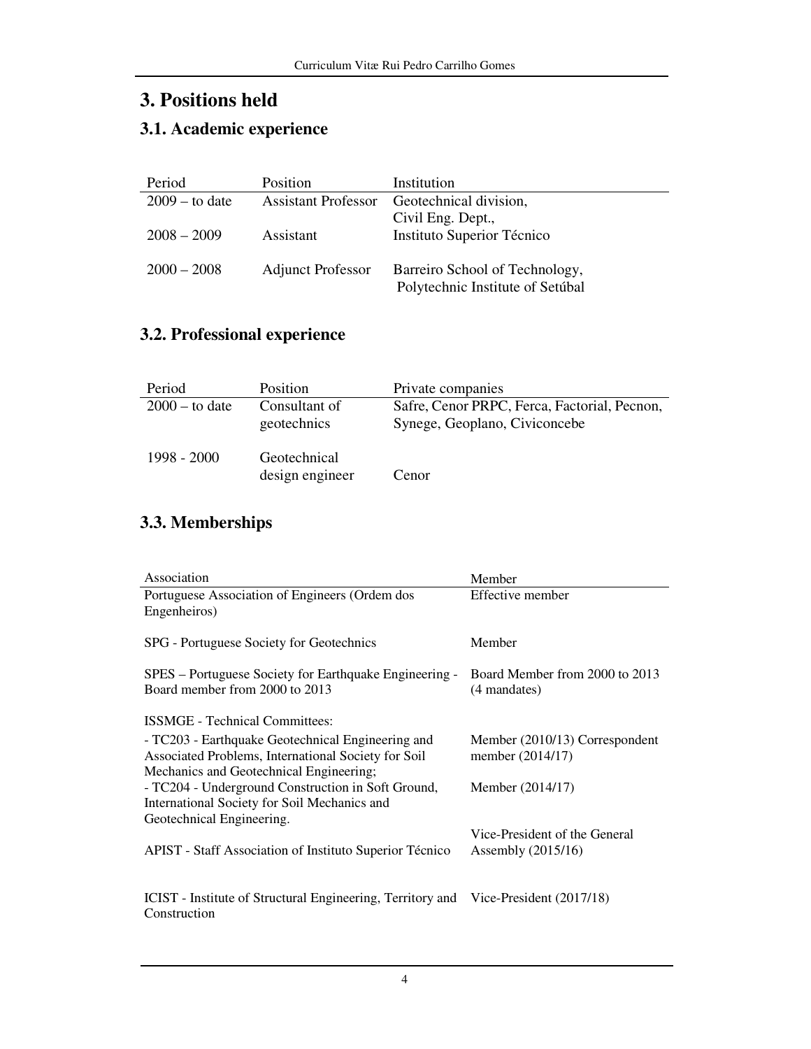# 3. Positions held

## 3.1. Academic experience

| Period | Position | Institution |
| --- | --- | --- |
| 2009 – to date | Assistant Professor | Geotechnical division, Civil Eng. Dept., |
| 2008 – 2009 | Assistant | Instituto Superior Técnico |
| 2000 – 2008 | Adjunct Professor | Barreiro School of Technology, Polytechnic Institute of Setúbal |

## 3.2. Professional experience

| Period | Position | Private companies |
| --- | --- | --- |
| 2000 – to date | Consultant of geotechnics | Safre, Cenor PRPC, Ferca, Factorial, Pecnon, Synege, Geoplano, Civiconcebe |
| 1998 - 2000 | Geotechnical design engineer | Cenor |

## 3.3. Memberships

| Association | Member |
| --- | --- |
| Portuguese Association of Engineers (Ordem dos Engenheiros) | Effective member |
| SPG - Portuguese Society for Geotechnics | Member |
| SPES – Portuguese Society for Earthquake Engineering - Board member from 2000 to 2013 | Board Member from 2000 to 2013 (4 mandates) |
| ISSMGE - Technical Committees: | |
| - TC203 - Earthquake Geotechnical Engineering and Associated Problems, International Society for Soil Mechanics and Geotechnical Engineering; | Member (2010/13) Correspondent member (2014/17) |
| - TC204 - Underground Construction in Soft Ground, International Society for Soil Mechanics and Geotechnical Engineering. | Member (2014/17) |
| APIST - Staff Association of Instituto Superior Técnico | Vice-President of the General Assembly (2015/16) |
| ICIST - Institute of Structural Engineering, Territory and Construction | Vice-President (2017/18) |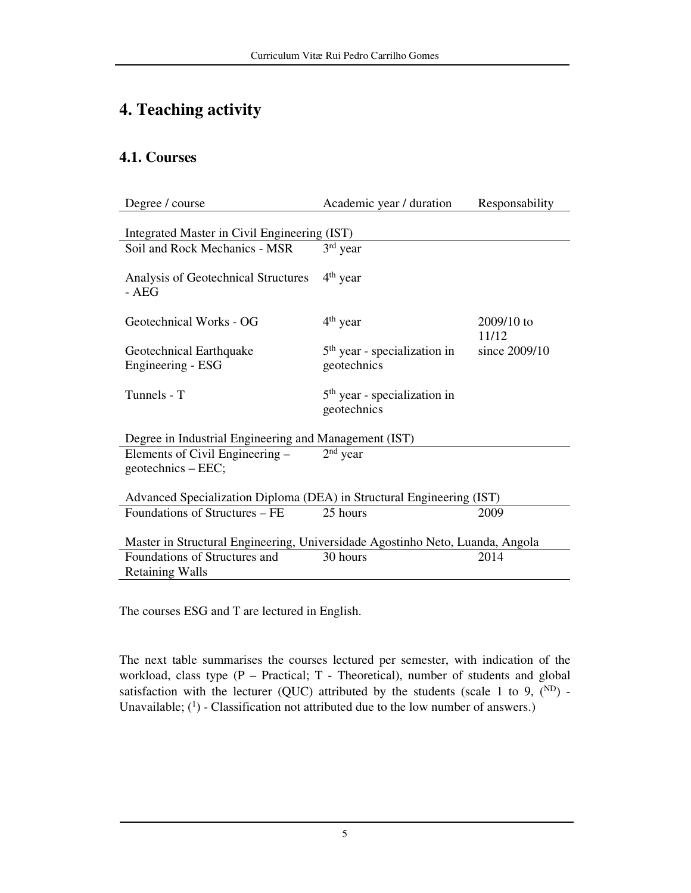# 4. Teaching activity

## 4.1. Courses

| Degree / course | Academic year / duration | Responsability |
|---|---|---|
| Integrated Master in Civil Engineering (IST) | | |
| Soil and Rock Mechanics - MSR | 3rd year | |
| Analysis of Geotechnical Structures - AEG | 4th year | |
| Geotechnical Works - OG | 4th year | 2009/10 to 11/12 |
| Geotechnical Earthquake Engineering - ESG | 5th year - specialization in geotechnics | since 2009/10 |
| Tunnels - T | 5th year - specialization in geotechnics | |
| Degree in Industrial Engineering and Management (IST) | | |
| Elements of Civil Engineering – geotechnics – EEC; | 2nd year | |
| Advanced Specialization Diploma (DEA) in Structural Engineering (IST) | | |
| Foundations of Structures – FE | 25 hours | 2009 |
| Master in Structural Engineering, Universidade Agostinho Neto, Luanda, Angola | | |
| Foundations of Structures and Retaining Walls | 30 hours | 2014 |

The courses ESG and T are lectured in English.

The next table summarises the courses lectured per semester, with indication of the workload, class type (P – Practical; T - Theoretical), number of students and global satisfaction with the lecturer (QUC) attributed by the students (scale 1 to 9, (ND) - Unavailable; (1) - Classification not attributed due to the low number of answers.)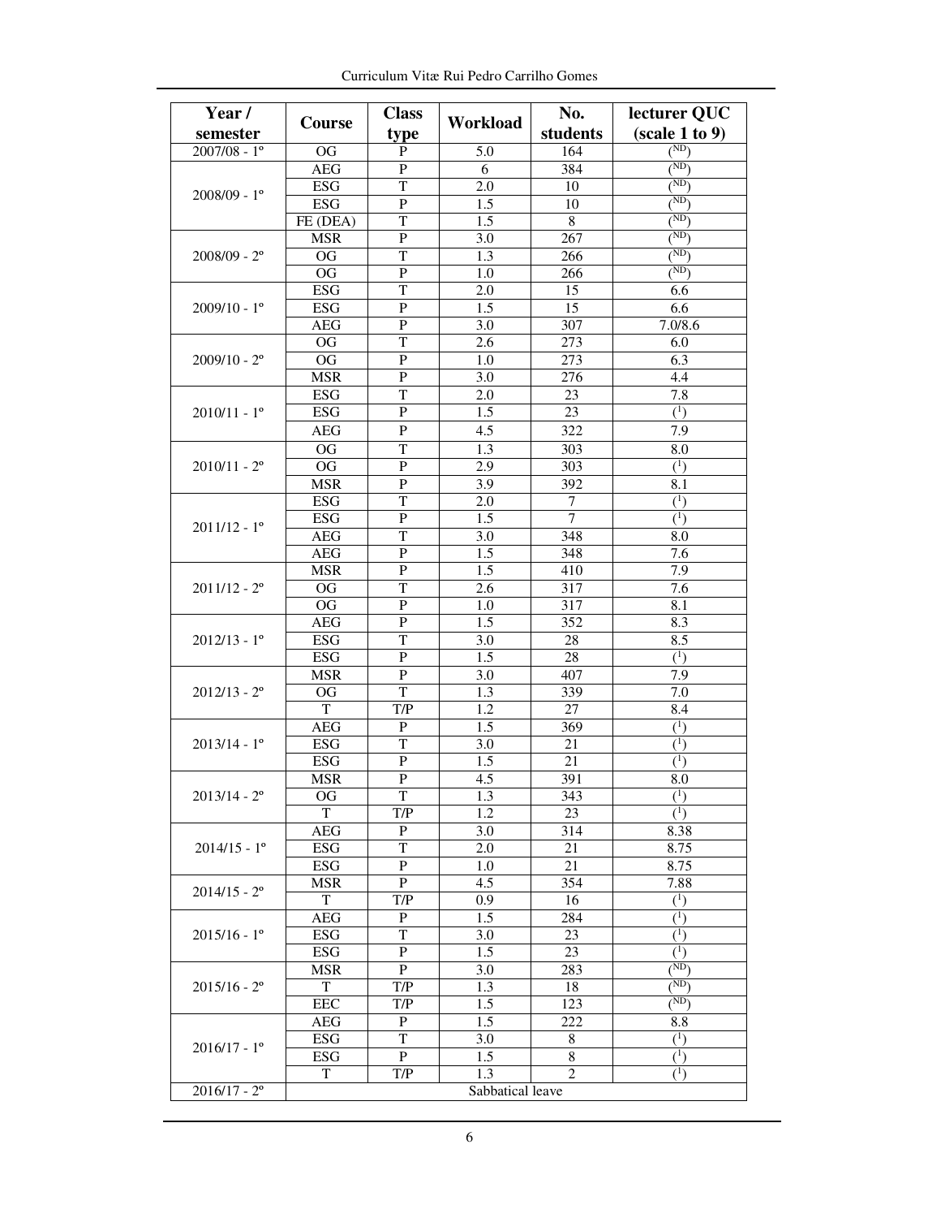| Year / semester | Course | Class type | Workload | No. students | lecturer QUC (scale 1 to 9) |
|---|---|---|---|---|---|
| 2007/08 - 1º | OG | P | 5.0 | 164 | (ND) |
| 2008/09 - 1º | AEG | P | 6 | 384 | (ND) |
| | ESG | T | 2.0 | 10 | (ND) |
| | ESG | P | 1.5 | 10 | (ND) |
| | FE (DEA) | T | 1.5 | 8 | (ND) |
| 2008/09 - 2º | MSR | P | 3.0 | 267 | (ND) |
| | OG | T | 1.3 | 266 | (ND) |
| | OG | P | 1.0 | 266 | (ND) |
| 2009/10 - 1º | ESG | T | 2.0 | 15 | 6.6 |
| | ESG | P | 1.5 | 15 | 6.6 |
| | AEG | P | 3.0 | 307 | 7.0/8.6 |
| 2009/10 - 2º | OG | T | 2.6 | 273 | 6.0 |
| | OG | P | 1.0 | 273 | 6.3 |
| | MSR | P | 3.0 | 276 | 4.4 |
| 2010/11 - 1º | ESG | T | 2.0 | 23 | 7.8 |
| | ESG | P | 1.5 | 23 | (1) |
| | AEG | P | 4.5 | 322 | 7.9 |
| 2010/11 - 2º | OG | T | 1.3 | 303 | 8.0 |
| | OG | P | 2.9 | 303 | (1) |
| | MSR | P | 3.9 | 392 | 8.1 |
| 2011/12 - 1º | ESG | T | 2.0 | 7 | (1) |
| | ESG | P | 1.5 | 7 | (1) |
| | AEG | T | 3.0 | 348 | 8.0 |
| | AEG | P | 1.5 | 348 | 7.6 |
| 2011/12 - 2º | MSR | P | 1.5 | 410 | 7.9 |
| | OG | T | 2.6 | 317 | 7.6 |
| | OG | P | 1.0 | 317 | 8.1 |
| 2012/13 - 1º | AEG | P | 1.5 | 352 | 8.3 |
| | ESG | T | 3.0 | 28 | 8.5 |
| | ESG | P | 1.5 | 28 | (1) |
| 2012/13 - 2º | MSR | P | 3.0 | 407 | 7.9 |
| | OG | T | 1.3 | 339 | 7.0 |
| | T | T/P | 1.2 | 27 | 8.4 |
| 2013/14 - 1º | AEG | P | 1.5 | 369 | (1) |
| | ESG | T | 3.0 | 21 | (1) |
| | ESG | P | 1.5 | 21 | (1) |
| 2013/14 - 2º | MSR | P | 4.5 | 391 | 8.0 |
| | OG | T | 1.3 | 343 | (1) |
| | T | T/P | 1.2 | 23 | (1) |
| 2014/15 - 1º | AEG | P | 3.0 | 314 | 8.38 |
| | ESG | T | 2.0 | 21 | 8.75 |
| | ESG | P | 1.0 | 21 | 8.75 |
| 2014/15 - 2º | MSR | P | 4.5 | 354 | 7.88 |
| | T | T/P | 0.9 | 16 | (1) |
| 2015/16 - 1º | AEG | P | 1.5 | 284 | (1) |
| | ESG | T | 3.0 | 23 | (1) |
| | ESG | P | 1.5 | 23 | (1) |
| 2015/16 - 2º | MSR | P | 3.0 | 283 | (ND) |
| | T | T/P | 1.3 | 18 | (ND) |
| | EEC | T/P | 1.5 | 123 | (ND) |
| 2016/17 - 1º | AEG | P | 1.5 | 222 | 8.8 |
| | ESG | T | 3.0 | 8 | (1) |
| | ESG | P | 1.5 | 8 | (1) |
| | T | T/P | 1.3 | 2 | (1) |
| 2016/17 - 2º | Sabbatical leave | | | | |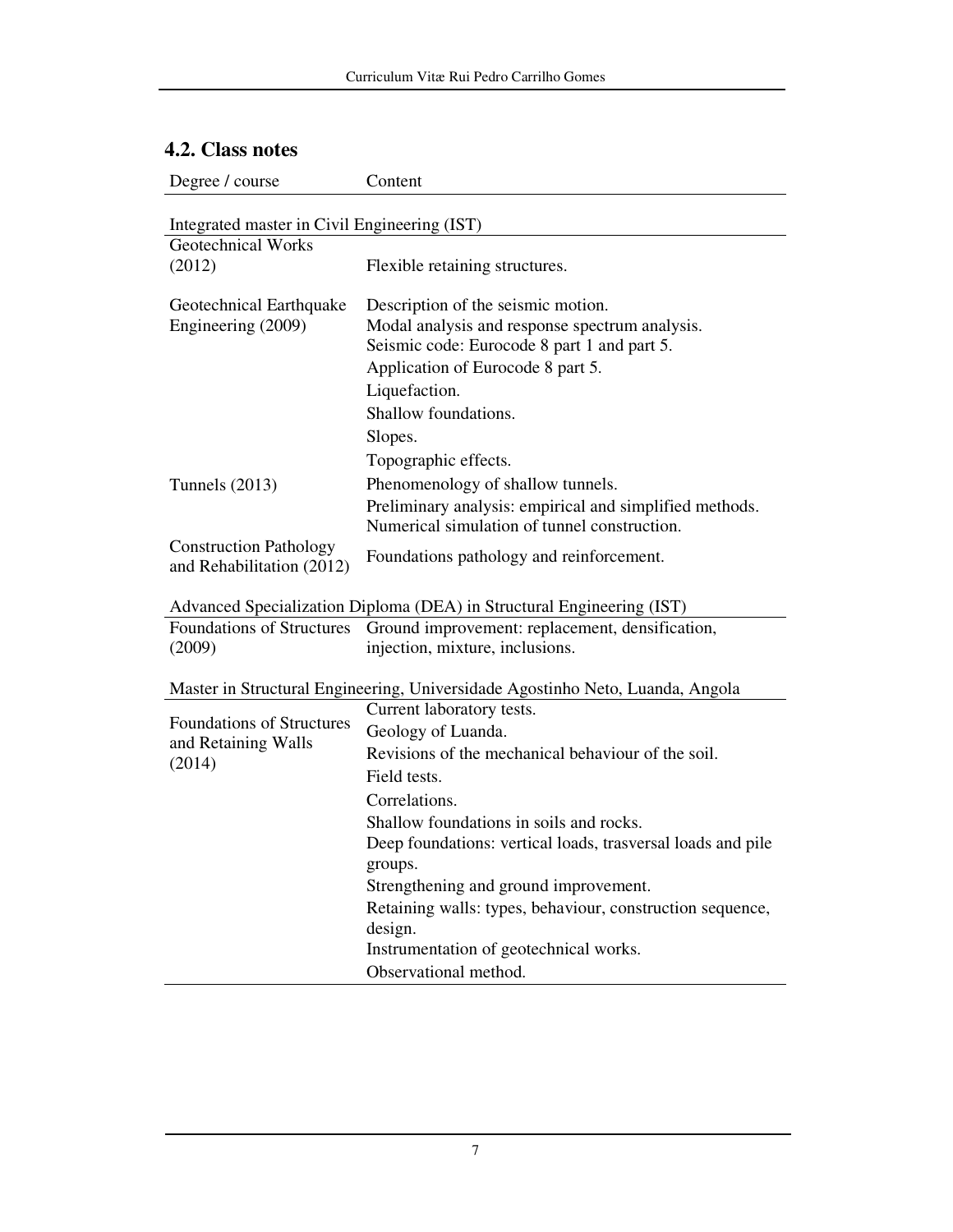## 4.2. Class notes

| Degree / course | Content |
|---|---|
| **Integrated master in Civil Engineering (IST)** | |
| Geotechnical Works (2012) | Flexible retaining structures. |
| Geotechnical Earthquake Engineering (2009) | Description of the seismic motion.<br>Modal analysis and response spectrum analysis.<br>Seismic code: Eurocode 8 part 1 and part 5.<br>Application of Eurocode 8 part 5.<br>Liquefaction.<br>Shallow foundations.<br>Slopes.<br>Topographic effects. |
| Tunnels (2013) | Phenomenology of shallow tunnels.<br>Preliminary analysis: empirical and simplified methods.<br>Numerical simulation of tunnel construction. |
| Construction Pathology and Rehabilitation (2012) | Foundations pathology and reinforcement. |
| **Advanced Specialization Diploma (DEA) in Structural Engineering (IST)** | |
| Foundations of Structures (2009) | Ground improvement: replacement, densification, injection, mixture, inclusions. |
| **Master in Structural Engineering, Universidade Agostinho Neto, Luanda, Angola** | |
| Foundations of Structures and Retaining Walls (2014) | Current laboratory tests.<br>Geology of Luanda.<br>Revisions of the mechanical behaviour of the soil.<br>Field tests.<br>Correlations.<br>Shallow foundations in soils and rocks.<br>Deep foundations: vertical loads, trasversal loads and pile groups.<br>Strengthening and ground improvement.<br>Retaining walls: types, behaviour, construction sequence, design.<br>Instrumentation of geotechnical works.<br>Observational method. |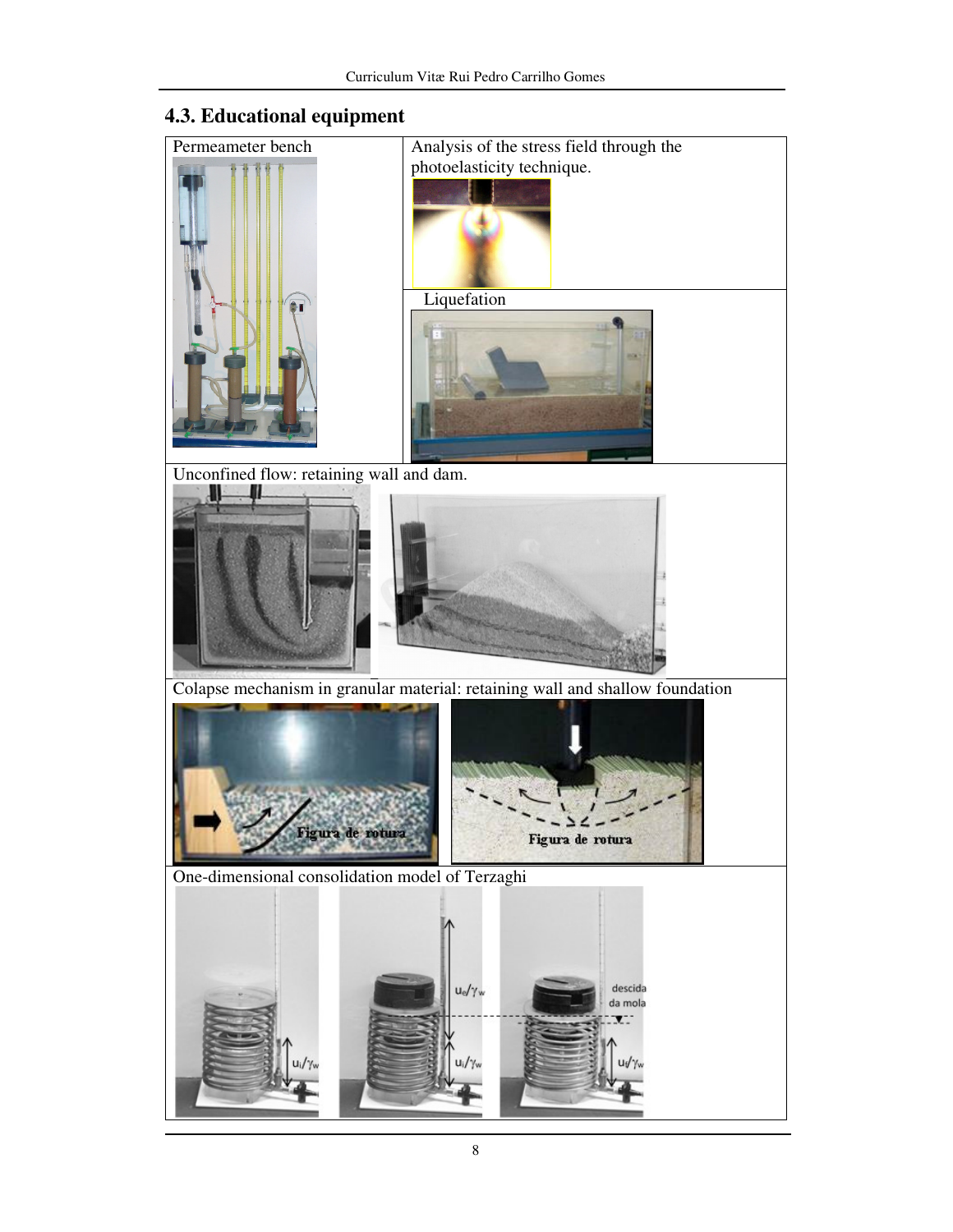## 4.3. Educational equipment

Permeameter bench

Analysis of the stress field through the photoelasticity technique.

Liquefation

Unconfined flow: retaining wall and dam.

Colapse mechanism in granular material: retaining wall and shallow foundation

Figura de rotura

Figura de rotura

One-dimensional consolidation model of Terzaghi

$u_i/\gamma_w$

$u_e/\gamma_w$

$u_i/\gamma_w$

descida da mola

$u_f/\gamma_w$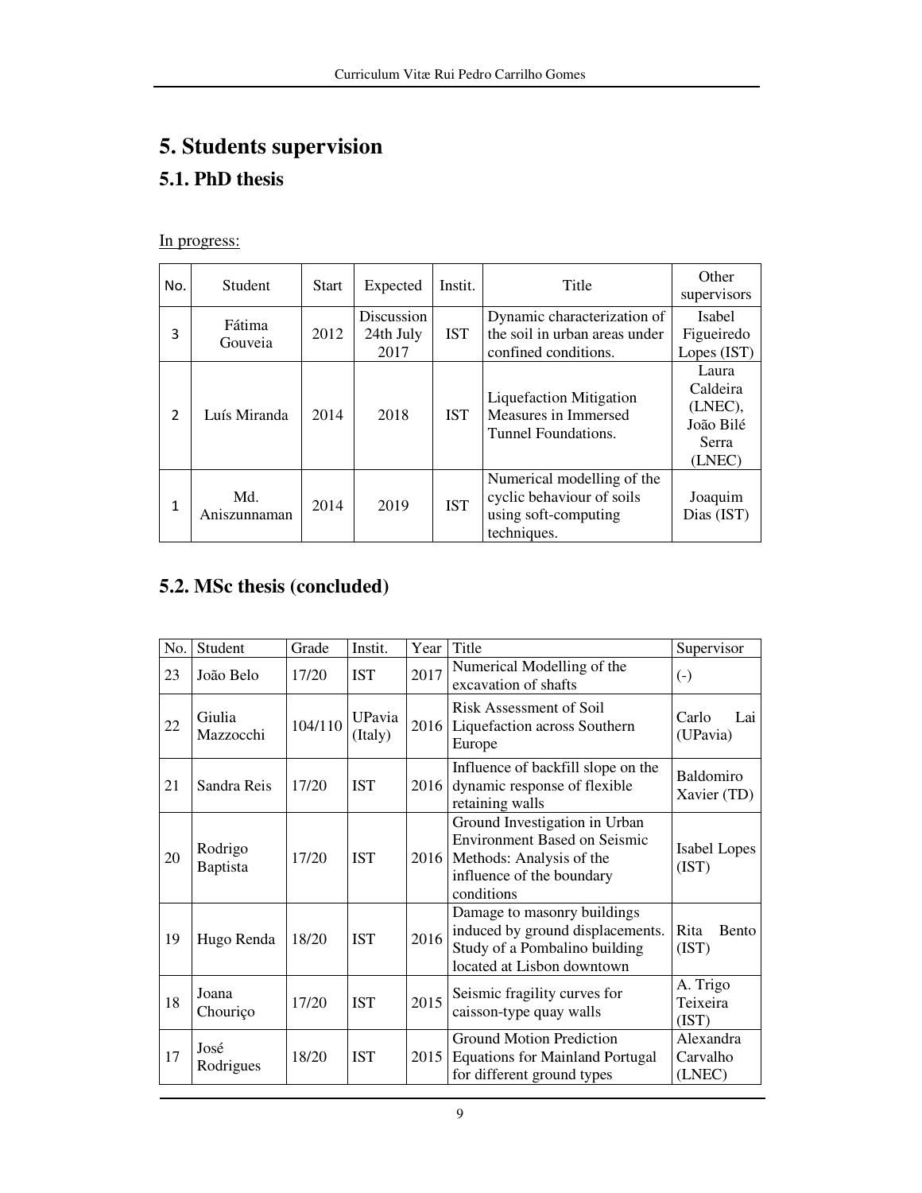# 5. Students supervision

## 5.1. PhD thesis

In progress:

| No. | Student | Start | Expected | Instit. | Title | Other supervisors |
|---|---|---|---|---|---|---|
| 3 | Fátima Gouveia | 2012 | Discussion 24th July 2017 | IST | Dynamic characterization of the soil in urban areas under confined conditions. | Isabel Figueiredo Lopes (IST) |
| 2 | Luís Miranda | 2014 | 2018 | IST | Liquefaction Mitigation Measures in Immersed Tunnel Foundations. | Laura Caldeira (LNEC), João Bilé Serra (LNEC) |
| 1 | Md. Aniszunnaman | 2014 | 2019 | IST | Numerical modelling of the cyclic behaviour of soils using soft-computing techniques. | Joaquim Dias (IST) |

## 5.2. MSc thesis (concluded)

| No. | Student | Grade | Instit. | Year | Title | Supervisor |
|---|---|---|---|---|---|---|
| 23 | João Belo | 17/20 | IST | 2017 | Numerical Modelling of the excavation of shafts | (-) |
| 22 | Giulia Mazzocchi | 104/110 | UPavia (Italy) | 2016 | Risk Assessment of Soil Liquefaction across Southern Europe | Carlo Lai (UPavia) |
| 21 | Sandra Reis | 17/20 | IST | 2016 | Influence of backfill slope on the dynamic response of flexible retaining walls | Baldomiro Xavier (TD) |
| 20 | Rodrigo Baptista | 17/20 | IST | 2016 | Ground Investigation in Urban Environment Based on Seismic Methods: Analysis of the influence of the boundary conditions | Isabel Lopes (IST) |
| 19 | Hugo Renda | 18/20 | IST | 2016 | Damage to masonry buildings induced by ground displacements. Study of a Pombalino building located at Lisbon downtown | Rita Bento (IST) |
| 18 | Joana Chouriço | 17/20 | IST | 2015 | Seismic fragility curves for caisson-type quay walls | A. Trigo Teixeira (IST) |
| 17 | José Rodrigues | 18/20 | IST | 2015 | Ground Motion Prediction Equations for Mainland Portugal for different ground types | Alexandra Carvalho (LNEC) |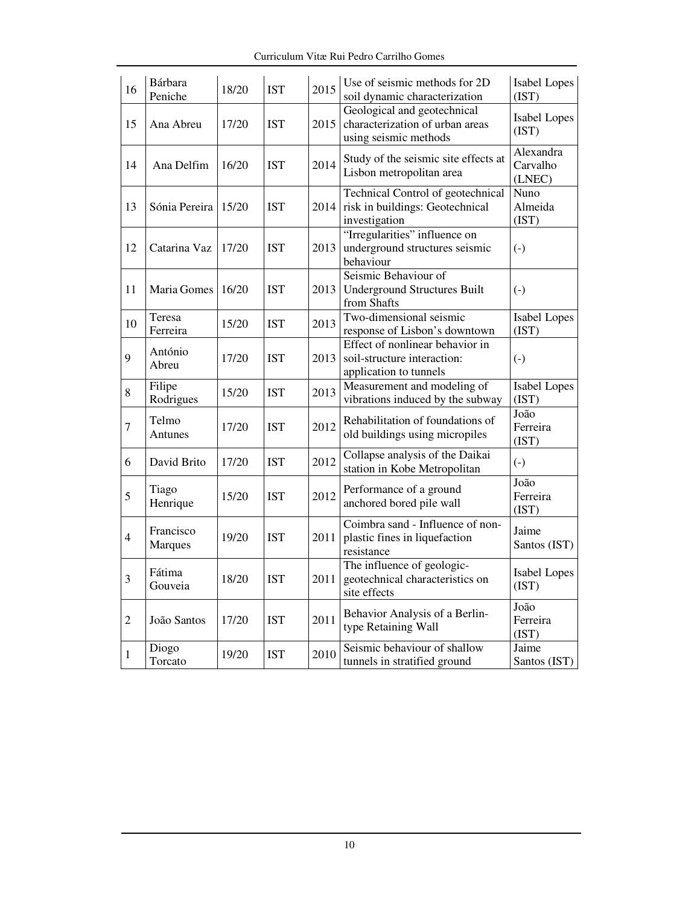| | | | | | | |
|---|---|---|---|---|---|---|
| 16 | Bárbara Peniche | 18/20 | IST | 2015 | Use of seismic methods for 2D soil dynamic characterization | Isabel Lopes (IST) |
| 15 | Ana Abreu | 17/20 | IST | 2015 | Geological and geotechnical characterization of urban areas using seismic methods | Isabel Lopes (IST) |
| 14 | Ana Delfim | 16/20 | IST | 2014 | Study of the seismic site effects at Lisbon metropolitan area | Alexandra Carvalho (LNEC) |
| 13 | Sónia Pereira | 15/20 | IST | 2014 | Technical Control of geotechnical risk in buildings: Geotechnical investigation | Nuno Almeida (IST) |
| 12 | Catarina Vaz | 17/20 | IST | 2013 | "Irregularities" influence on underground structures seismic behaviour | (-) |
| 11 | Maria Gomes | 16/20 | IST | 2013 | Seismic Behaviour of Underground Structures Built from Shafts | (-) |
| 10 | Teresa Ferreira | 15/20 | IST | 2013 | Two-dimensional seismic response of Lisbon's downtown | Isabel Lopes (IST) |
| 9 | António Abreu | 17/20 | IST | 2013 | Effect of nonlinear behavior in soil-structure interaction: application to tunnels | (-) |
| 8 | Filipe Rodrigues | 15/20 | IST | 2013 | Measurement and modeling of vibrations induced by the subway | Isabel Lopes (IST) |
| 7 | Telmo Antunes | 17/20 | IST | 2012 | Rehabilitation of foundations of old buildings using micropiles | João Ferreira (IST) |
| 6 | David Brito | 17/20 | IST | 2012 | Collapse analysis of the Daikai station in Kobe Metropolitan | (-) |
| 5 | Tiago Henrique | 15/20 | IST | 2012 | Performance of a ground anchored bored pile wall | João Ferreira (IST) |
| 4 | Francisco Marques | 19/20 | IST | 2011 | Coimbra sand - Influence of non-plastic fines in liquefaction resistance | Jaime Santos (IST) |
| 3 | Fátima Gouveia | 18/20 | IST | 2011 | The influence of geologic-geotechnical characteristics on site effects | Isabel Lopes (IST) |
| 2 | João Santos | 17/20 | IST | 2011 | Behavior Analysis of a Berlin-type Retaining Wall | João Ferreira (IST) |
| 1 | Diogo Torcato | 19/20 | IST | 2010 | Seismic behaviour of shallow tunnels in stratified ground | Jaime Santos (IST) |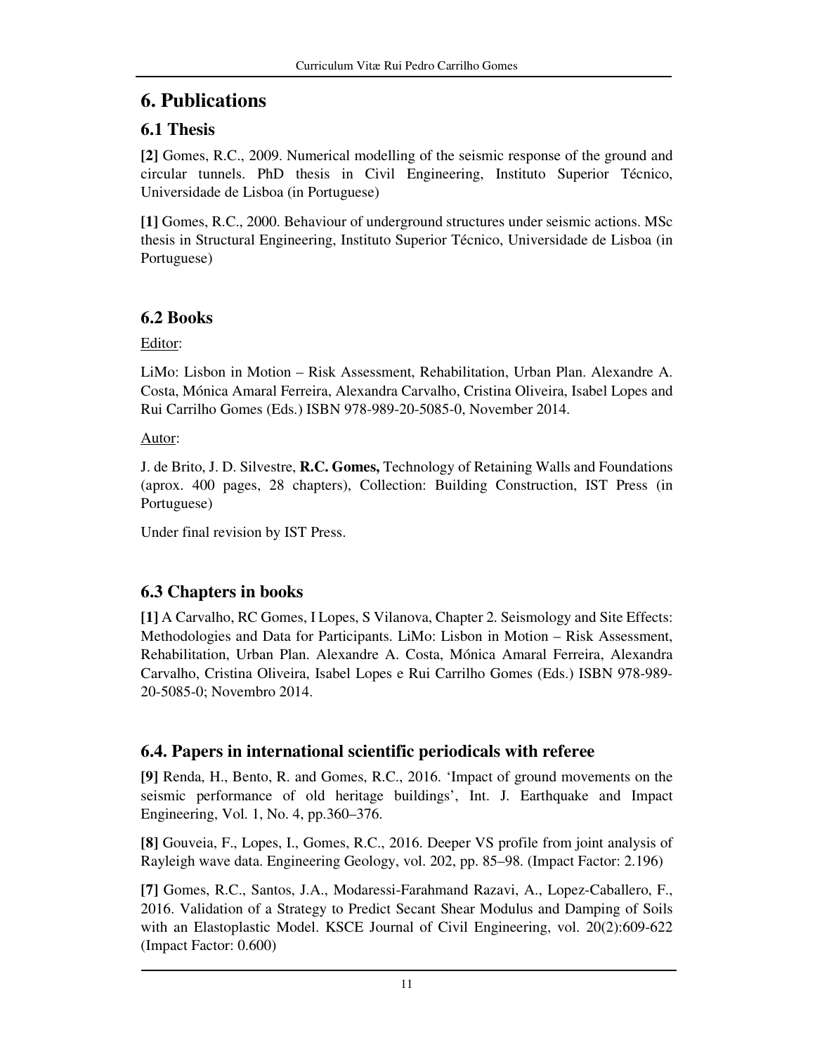# 6. Publications

## 6.1 Thesis

**[2]** Gomes, R.C., 2009. Numerical modelling of the seismic response of the ground and circular tunnels. PhD thesis in Civil Engineering, Instituto Superior Técnico, Universidade de Lisboa (in Portuguese)

**[1]** Gomes, R.C., 2000. Behaviour of underground structures under seismic actions. MSc thesis in Structural Engineering, Instituto Superior Técnico, Universidade de Lisboa (in Portuguese)

## 6.2 Books

Editor:

LiMo: Lisbon in Motion – Risk Assessment, Rehabilitation, Urban Plan. Alexandre A. Costa, Mónica Amaral Ferreira, Alexandra Carvalho, Cristina Oliveira, Isabel Lopes and Rui Carrilho Gomes (Eds.) ISBN 978-989-20-5085-0, November 2014.

Autor:

J. de Brito, J. D. Silvestre, **R.C. Gomes,** Technology of Retaining Walls and Foundations (aprox. 400 pages, 28 chapters), Collection: Building Construction, IST Press (in Portuguese)

Under final revision by IST Press.

## 6.3 Chapters in books

**[1]** A Carvalho, RC Gomes, I Lopes, S Vilanova, Chapter 2. Seismology and Site Effects: Methodologies and Data for Participants. LiMo: Lisbon in Motion – Risk Assessment, Rehabilitation, Urban Plan. Alexandre A. Costa, Mónica Amaral Ferreira, Alexandra Carvalho, Cristina Oliveira, Isabel Lopes e Rui Carrilho Gomes (Eds.) ISBN 978-989-20-5085-0; Novembro 2014.

## 6.4. Papers in international scientific periodicals with referee

**[9]** Renda, H., Bento, R. and Gomes, R.C., 2016. 'Impact of ground movements on the seismic performance of old heritage buildings', Int. J. Earthquake and Impact Engineering, Vol. 1, No. 4, pp.360–376.

**[8]** Gouveia, F., Lopes, I., Gomes, R.C., 2016. Deeper VS profile from joint analysis of Rayleigh wave data. Engineering Geology, vol. 202, pp. 85–98. (Impact Factor: 2.196)

**[7]** Gomes, R.C., Santos, J.A., Modaressi-Farahmand Razavi, A., Lopez-Caballero, F., 2016. Validation of a Strategy to Predict Secant Shear Modulus and Damping of Soils with an Elastoplastic Model. KSCE Journal of Civil Engineering, vol. 20(2):609-622 (Impact Factor: 0.600)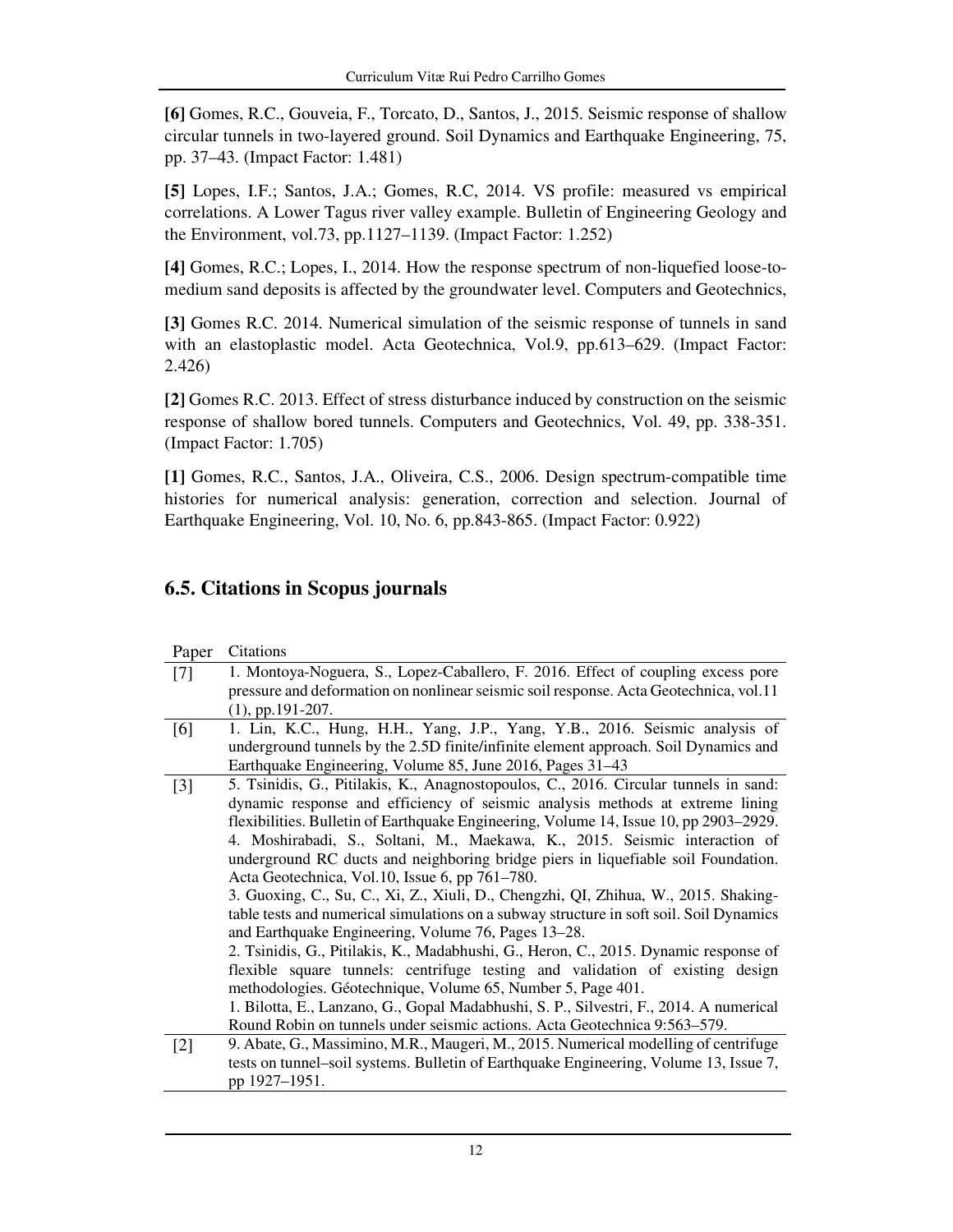**[6]** Gomes, R.C., Gouveia, F., Torcato, D., Santos, J., 2015. Seismic response of shallow circular tunnels in two-layered ground. Soil Dynamics and Earthquake Engineering, 75, pp. 37–43. (Impact Factor: 1.481)

**[5]** Lopes, I.F.; Santos, J.A.; Gomes, R.C, 2014. VS profile: measured vs empirical correlations. A Lower Tagus river valley example. Bulletin of Engineering Geology and the Environment, vol.73, pp.1127–1139. (Impact Factor: 1.252)

**[4]** Gomes, R.C.; Lopes, I., 2014. How the response spectrum of non-liquefied loose-to-medium sand deposits is affected by the groundwater level. Computers and Geotechnics,

**[3]** Gomes R.C. 2014. Numerical simulation of the seismic response of tunnels in sand with an elastoplastic model. Acta Geotechnica, Vol.9, pp.613–629. (Impact Factor: 2.426)

**[2]** Gomes R.C. 2013. Effect of stress disturbance induced by construction on the seismic response of shallow bored tunnels. Computers and Geotechnics, Vol. 49, pp. 338-351. (Impact Factor: 1.705)

**[1]** Gomes, R.C., Santos, J.A., Oliveira, C.S., 2006. Design spectrum-compatible time histories for numerical analysis: generation, correction and selection. Journal of Earthquake Engineering, Vol. 10, No. 6, pp.843-865. (Impact Factor: 0.922)

## 6.5. Citations in Scopus journals

| Paper | Citations |
|---|---|
| [7] | 1. Montoya-Noguera, S., Lopez-Caballero, F. 2016. Effect of coupling excess pore pressure and deformation on nonlinear seismic soil response. Acta Geotechnica, vol.11 (1), pp.191-207. |
| [6] | 1. Lin, K.C., Hung, H.H., Yang, J.P., Yang, Y.B., 2016. Seismic analysis of underground tunnels by the 2.5D finite/infinite element approach. Soil Dynamics and Earthquake Engineering, Volume 85, June 2016, Pages 31–43 |
| [3] | 5. Tsinidis, G., Pitilakis, K., Anagnostopoulos, C., 2016. Circular tunnels in sand: dynamic response and efficiency of seismic analysis methods at extreme lining flexibilities. Bulletin of Earthquake Engineering, Volume 14, Issue 10, pp 2903–2929.<br>4. Moshirabadi, S., Soltani, M., Maekawa, K., 2015. Seismic interaction of underground RC ducts and neighboring bridge piers in liquefiable soil Foundation. Acta Geotechnica, Vol.10, Issue 6, pp 761–780.<br>3. Guoxing, C., Su, C., Xi, Z., Xiuli, D., Chengzhi, QI, Zhihua, W., 2015. Shaking-table tests and numerical simulations on a subway structure in soft soil. Soil Dynamics and Earthquake Engineering, Volume 76, Pages 13–28.<br>2. Tsinidis, G., Pitilakis, K., Madabhushi, G., Heron, C., 2015. Dynamic response of flexible square tunnels: centrifuge testing and validation of existing design methodologies. Géotechnique, Volume 65, Number 5, Page 401.<br>1. Bilotta, E., Lanzano, G., Gopal Madabhushi, S. P., Silvestri, F., 2014. A numerical Round Robin on tunnels under seismic actions. Acta Geotechnica 9:563–579. |
| [2] | 9. Abate, G., Massimino, M.R., Maugeri, M., 2015. Numerical modelling of centrifuge tests on tunnel–soil systems. Bulletin of Earthquake Engineering, Volume 13, Issue 7, pp 1927–1951. |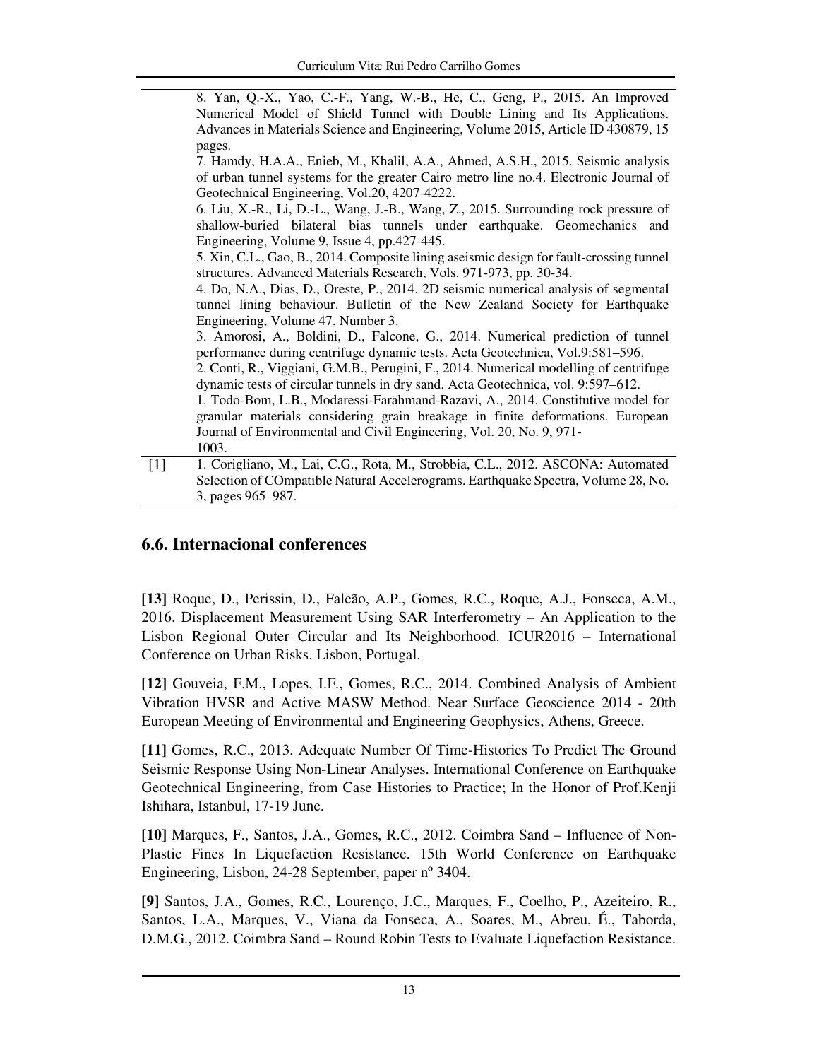| | |
|---|---|
| | 8. Yan, Q.-X., Yao, C.-F., Yang, W.-B., He, C., Geng, P., 2015. An Improved Numerical Model of Shield Tunnel with Double Lining and Its Applications. Advances in Materials Science and Engineering, Volume 2015, Article ID 430879, 15 pages.<br>7. Hamdy, H.A.A., Enieb, M., Khalil, A.A., Ahmed, A.S.H., 2015. Seismic analysis of urban tunnel systems for the greater Cairo metro line no.4. Electronic Journal of Geotechnical Engineering, Vol.20, 4207-4222.<br>6. Liu, X.-R., Li, D.-L., Wang, J.-B., Wang, Z., 2015. Surrounding rock pressure of shallow-buried bilateral bias tunnels under earthquake. Geomechanics and Engineering, Volume 9, Issue 4, pp.427-445.<br>5. Xin, C.L., Gao, B., 2014. Composite lining aseismic design for fault-crossing tunnel structures. Advanced Materials Research, Vols. 971-973, pp. 30-34.<br>4. Do, N.A., Dias, D., Oreste, P., 2014. 2D seismic numerical analysis of segmental tunnel lining behaviour. Bulletin of the New Zealand Society for Earthquake Engineering, Volume 47, Number 3.<br>3. Amorosi, A., Boldini, D., Falcone, G., 2014. Numerical prediction of tunnel performance during centrifuge dynamic tests. Acta Geotechnica, Vol.9:581–596.<br>2. Conti, R., Viggiani, G.M.B., Perugini, F., 2014. Numerical modelling of centrifuge dynamic tests of circular tunnels in dry sand. Acta Geotechnica, vol. 9:597–612.<br>1. Todo-Bom, L.B., Modaressi-Farahmand-Razavi, A., 2014. Constitutive model for granular materials considering grain breakage in finite deformations. European Journal of Environmental and Civil Engineering, Vol. 20, No. 9, 971-1003. |
| [1] | 1. Corigliano, M., Lai, C.G., Rota, M., Strobbia, C.L., 2012. ASCONA: Automated Selection of COmpatible Natural Accelerograms. Earthquake Spectra, Volume 28, No. 3, pages 965–987. |

## 6.6. Internacional conferences

**[13]** Roque, D., Perissin, D., Falcão, A.P., Gomes, R.C., Roque, A.J., Fonseca, A.M., 2016. Displacement Measurement Using SAR Interferometry – An Application to the Lisbon Regional Outer Circular and Its Neighborhood. ICUR2016 – International Conference on Urban Risks. Lisbon, Portugal.

**[12]** Gouveia, F.M., Lopes, I.F., Gomes, R.C., 2014. Combined Analysis of Ambient Vibration HVSR and Active MASW Method. Near Surface Geoscience 2014 - 20th European Meeting of Environmental and Engineering Geophysics, Athens, Greece.

**[11]** Gomes, R.C., 2013. Adequate Number Of Time-Histories To Predict The Ground Seismic Response Using Non-Linear Analyses. International Conference on Earthquake Geotechnical Engineering, from Case Histories to Practice; In the Honor of Prof.Kenji Ishihara, Istanbul, 17-19 June.

**[10]** Marques, F., Santos, J.A., Gomes, R.C., 2012. Coimbra Sand – Influence of Non-Plastic Fines In Liquefaction Resistance. 15th World Conference on Earthquake Engineering, Lisbon, 24-28 September, paper nº 3404.

**[9]** Santos, J.A., Gomes, R.C., Lourenço, J.C., Marques, F., Coelho, P., Azeiteiro, R., Santos, L.A., Marques, V., Viana da Fonseca, A., Soares, M., Abreu, É., Taborda, D.M.G., 2012. Coimbra Sand – Round Robin Tests to Evaluate Liquefaction Resistance.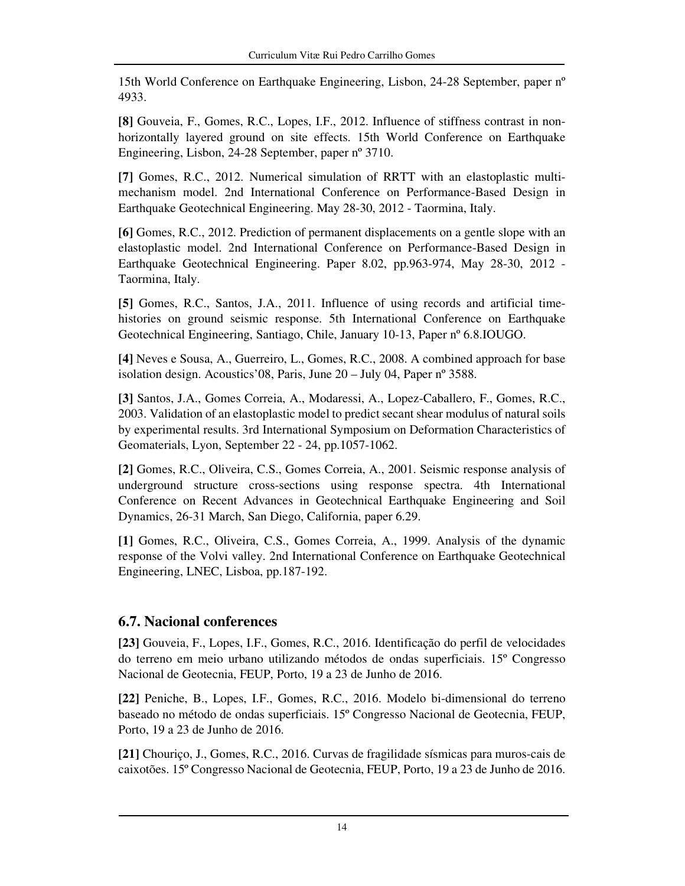15th World Conference on Earthquake Engineering, Lisbon, 24-28 September, paper nº 4933.

**[8]** Gouveia, F., Gomes, R.C., Lopes, I.F., 2012. Influence of stiffness contrast in non-horizontally layered ground on site effects. 15th World Conference on Earthquake Engineering, Lisbon, 24-28 September, paper nº 3710.

**[7]** Gomes, R.C., 2012. Numerical simulation of RRTT with an elastoplastic multi-mechanism model. 2nd International Conference on Performance-Based Design in Earthquake Geotechnical Engineering. May 28-30, 2012 - Taormina, Italy.

**[6]** Gomes, R.C., 2012. Prediction of permanent displacements on a gentle slope with an elastoplastic model. 2nd International Conference on Performance-Based Design in Earthquake Geotechnical Engineering. Paper 8.02, pp.963-974, May 28-30, 2012 - Taormina, Italy.

**[5]** Gomes, R.C., Santos, J.A., 2011. Influence of using records and artificial time-histories on ground seismic response. 5th International Conference on Earthquake Geotechnical Engineering, Santiago, Chile, January 10-13, Paper nº 6.8.IOUGO.

**[4]** Neves e Sousa, A., Guerreiro, L., Gomes, R.C., 2008. A combined approach for base isolation design. Acoustics'08, Paris, June 20 – July 04, Paper nº 3588.

**[3]** Santos, J.A., Gomes Correia, A., Modaressi, A., Lopez-Caballero, F., Gomes, R.C., 2003. Validation of an elastoplastic model to predict secant shear modulus of natural soils by experimental results. 3rd International Symposium on Deformation Characteristics of Geomaterials, Lyon, September 22 - 24, pp.1057-1062.

**[2]** Gomes, R.C., Oliveira, C.S., Gomes Correia, A., 2001. Seismic response analysis of underground structure cross-sections using response spectra. 4th International Conference on Recent Advances in Geotechnical Earthquake Engineering and Soil Dynamics, 26-31 March, San Diego, California, paper 6.29.

**[1]** Gomes, R.C., Oliveira, C.S., Gomes Correia, A., 1999. Analysis of the dynamic response of the Volvi valley. 2nd International Conference on Earthquake Geotechnical Engineering, LNEC, Lisboa, pp.187-192.

## 6.7. Nacional conferences

**[23]** Gouveia, F., Lopes, I.F., Gomes, R.C., 2016. Identificação do perfil de velocidades do terreno em meio urbano utilizando métodos de ondas superficiais. 15º Congresso Nacional de Geotecnia, FEUP, Porto, 19 a 23 de Junho de 2016.

**[22]** Peniche, B., Lopes, I.F., Gomes, R.C., 2016. Modelo bi-dimensional do terreno baseado no método de ondas superficiais. 15º Congresso Nacional de Geotecnia, FEUP, Porto, 19 a 23 de Junho de 2016.

**[21]** Chouriço, J., Gomes, R.C., 2016. Curvas de fragilidade sísmicas para muros-cais de caixotões. 15º Congresso Nacional de Geotecnia, FEUP, Porto, 19 a 23 de Junho de 2016.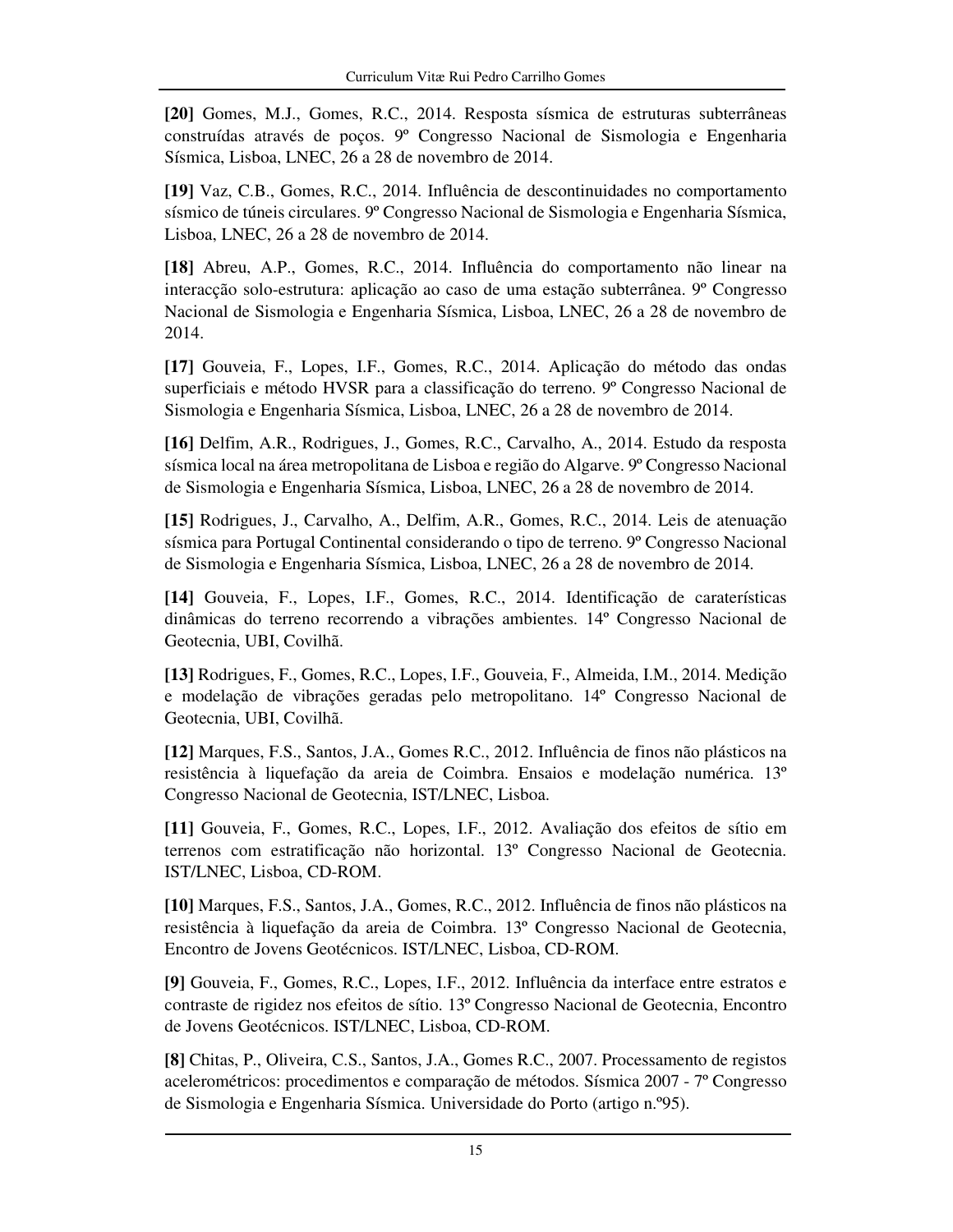**[20]** Gomes, M.J., Gomes, R.C., 2014. Resposta sísmica de estruturas subterrâneas construídas através de poços. 9º Congresso Nacional de Sismologia e Engenharia Sísmica, Lisboa, LNEC, 26 a 28 de novembro de 2014.

**[19]** Vaz, C.B., Gomes, R.C., 2014. Influência de descontinuidades no comportamento sísmico de túneis circulares. 9º Congresso Nacional de Sismologia e Engenharia Sísmica, Lisboa, LNEC, 26 a 28 de novembro de 2014.

**[18]** Abreu, A.P., Gomes, R.C., 2014. Influência do comportamento não linear na interacção solo-estrutura: aplicação ao caso de uma estação subterrânea. 9º Congresso Nacional de Sismologia e Engenharia Sísmica, Lisboa, LNEC, 26 a 28 de novembro de 2014.

**[17]** Gouveia, F., Lopes, I.F., Gomes, R.C., 2014. Aplicação do método das ondas superficiais e método HVSR para a classificação do terreno. 9º Congresso Nacional de Sismologia e Engenharia Sísmica, Lisboa, LNEC, 26 a 28 de novembro de 2014.

**[16]** Delfim, A.R., Rodrigues, J., Gomes, R.C., Carvalho, A., 2014. Estudo da resposta sísmica local na área metropolitana de Lisboa e região do Algarve. 9º Congresso Nacional de Sismologia e Engenharia Sísmica, Lisboa, LNEC, 26 a 28 de novembro de 2014.

**[15]** Rodrigues, J., Carvalho, A., Delfim, A.R., Gomes, R.C., 2014. Leis de atenuação sísmica para Portugal Continental considerando o tipo de terreno. 9º Congresso Nacional de Sismologia e Engenharia Sísmica, Lisboa, LNEC, 26 a 28 de novembro de 2014.

**[14]** Gouveia, F., Lopes, I.F., Gomes, R.C., 2014. Identificação de caraterísticas dinâmicas do terreno recorrendo a vibrações ambientes. 14º Congresso Nacional de Geotecnia, UBI, Covilhã.

**[13]** Rodrigues, F., Gomes, R.C., Lopes, I.F., Gouveia, F., Almeida, I.M., 2014. Medição e modelação de vibrações geradas pelo metropolitano. 14º Congresso Nacional de Geotecnia, UBI, Covilhã.

**[12]** Marques, F.S., Santos, J.A., Gomes R.C., 2012. Influência de finos não plásticos na resistência à liquefação da areia de Coimbra. Ensaios e modelação numérica. 13º Congresso Nacional de Geotecnia, IST/LNEC, Lisboa.

**[11]** Gouveia, F., Gomes, R.C., Lopes, I.F., 2012. Avaliação dos efeitos de sítio em terrenos com estratificação não horizontal. 13º Congresso Nacional de Geotecnia. IST/LNEC, Lisboa, CD-ROM.

**[10]** Marques, F.S., Santos, J.A., Gomes, R.C., 2012. Influência de finos não plásticos na resistência à liquefação da areia de Coimbra. 13º Congresso Nacional de Geotecnia, Encontro de Jovens Geotécnicos. IST/LNEC, Lisboa, CD-ROM.

**[9]** Gouveia, F., Gomes, R.C., Lopes, I.F., 2012. Influência da interface entre estratos e contraste de rigidez nos efeitos de sítio. 13º Congresso Nacional de Geotecnia, Encontro de Jovens Geotécnicos. IST/LNEC, Lisboa, CD-ROM.

**[8]** Chitas, P., Oliveira, C.S., Santos, J.A., Gomes R.C., 2007. Processamento de registos acelerométricos: procedimentos e comparação de métodos. Sísmica 2007 - 7º Congresso de Sismologia e Engenharia Sísmica. Universidade do Porto (artigo n.º95).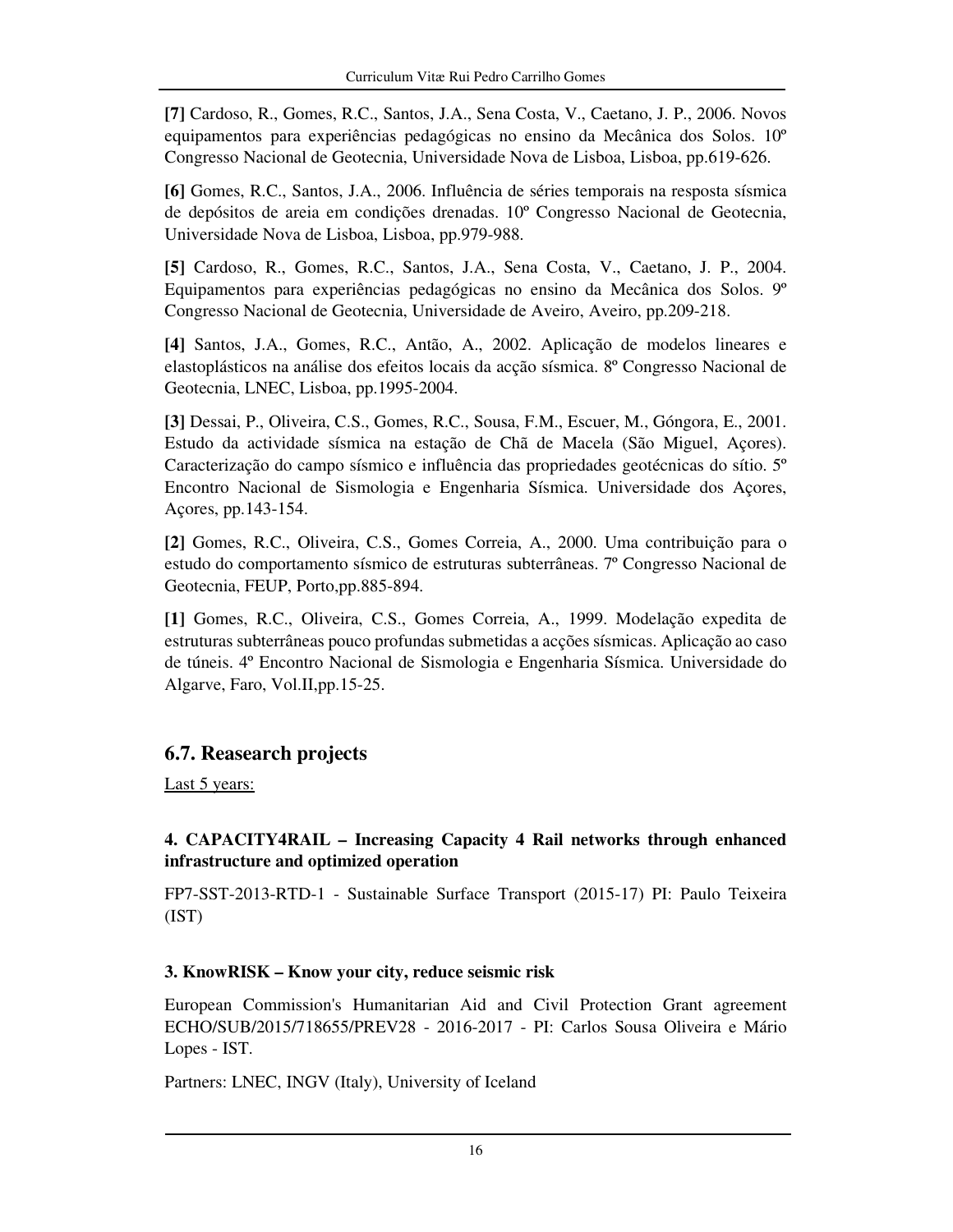**[7]** Cardoso, R., Gomes, R.C., Santos, J.A., Sena Costa, V., Caetano, J. P., 2006. Novos equipamentos para experiências pedagógicas no ensino da Mecânica dos Solos. 10º Congresso Nacional de Geotecnia, Universidade Nova de Lisboa, Lisboa, pp.619-626.

**[6]** Gomes, R.C., Santos, J.A., 2006. Influência de séries temporais na resposta sísmica de depósitos de areia em condições drenadas. 10º Congresso Nacional de Geotecnia, Universidade Nova de Lisboa, Lisboa, pp.979-988.

**[5]** Cardoso, R., Gomes, R.C., Santos, J.A., Sena Costa, V., Caetano, J. P., 2004. Equipamentos para experiências pedagógicas no ensino da Mecânica dos Solos. 9º Congresso Nacional de Geotecnia, Universidade de Aveiro, Aveiro, pp.209-218.

**[4]** Santos, J.A., Gomes, R.C., Antão, A., 2002. Aplicação de modelos lineares e elastoplásticos na análise dos efeitos locais da acção sísmica. 8º Congresso Nacional de Geotecnia, LNEC, Lisboa, pp.1995-2004.

**[3]** Dessai, P., Oliveira, C.S., Gomes, R.C., Sousa, F.M., Escuer, M., Góngora, E., 2001. Estudo da actividade sísmica na estação de Chã de Macela (São Miguel, Açores). Caracterização do campo sísmico e influência das propriedades geotécnicas do sítio. 5º Encontro Nacional de Sismologia e Engenharia Sísmica. Universidade dos Açores, Açores, pp.143-154.

**[2]** Gomes, R.C., Oliveira, C.S., Gomes Correia, A., 2000. Uma contribuição para o estudo do comportamento sísmico de estruturas subterrâneas. 7º Congresso Nacional de Geotecnia, FEUP, Porto,pp.885-894.

**[1]** Gomes, R.C., Oliveira, C.S., Gomes Correia, A., 1999. Modelação expedita de estruturas subterrâneas pouco profundas submetidas a acções sísmicas. Aplicação ao caso de túneis. 4º Encontro Nacional de Sismologia e Engenharia Sísmica. Universidade do Algarve, Faro, Vol.II,pp.15-25.

## 6.7. Reasearch projects

Last 5 years:

**4. CAPACITY4RAIL – Increasing Capacity 4 Rail networks through enhanced infrastructure and optimized operation**

FP7-SST-2013-RTD-1 - Sustainable Surface Transport (2015-17) PI: Paulo Teixeira (IST)

**3. KnowRISK – Know your city, reduce seismic risk**

European Commission's Humanitarian Aid and Civil Protection Grant agreement ECHO/SUB/2015/718655/PREV28 - 2016-2017 - PI: Carlos Sousa Oliveira e Mário Lopes - IST.

Partners: LNEC, INGV (Italy), University of Iceland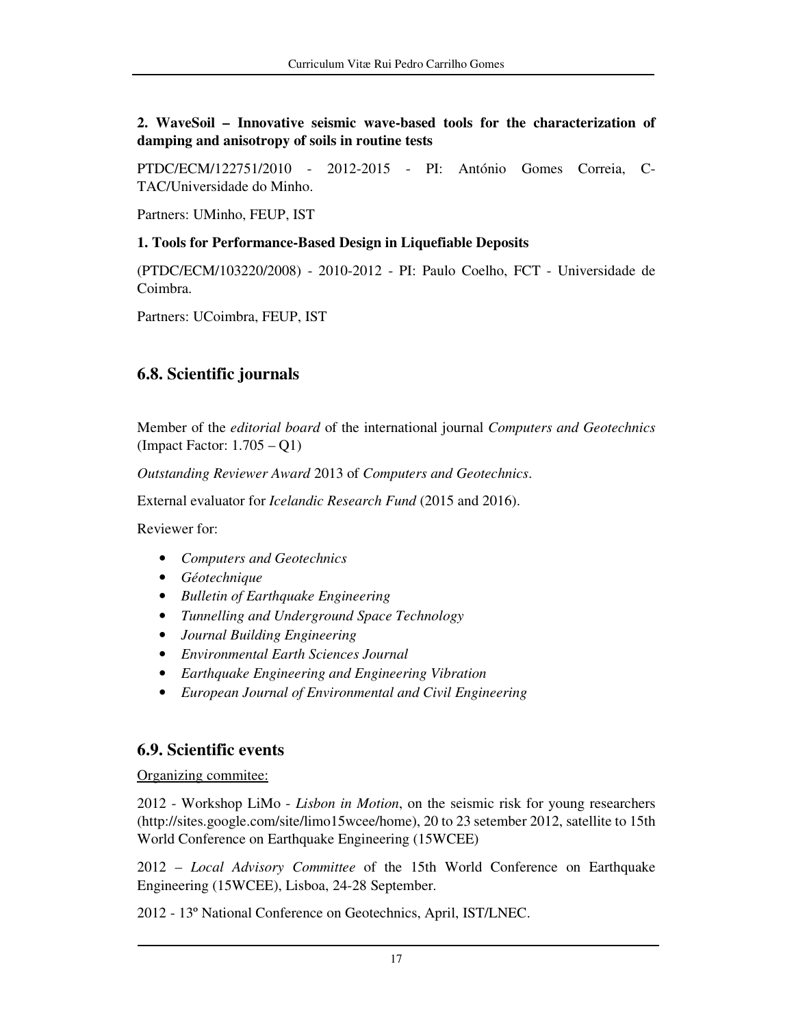**2. WaveSoil – Innovative seismic wave-based tools for the characterization of damping and anisotropy of soils in routine tests**

PTDC/ECM/122751/2010 - 2012-2015 - PI: António Gomes Correia, C-TAC/Universidade do Minho.

Partners: UMinho, FEUP, IST

**1. Tools for Performance-Based Design in Liquefiable Deposits**

(PTDC/ECM/103220/2008) - 2010-2012 - PI: Paulo Coelho, FCT - Universidade de Coimbra.

Partners: UCoimbra, FEUP, IST

## 6.8. Scientific journals

Member of the *editorial board* of the international journal *Computers and Geotechnics* (Impact Factor: 1.705 – Q1)

*Outstanding Reviewer Award* 2013 of *Computers and Geotechnics*.

External evaluator for *Icelandic Research Fund* (2015 and 2016).

Reviewer for:

- *Computers and Geotechnics*
- *Géotechnique*
- *Bulletin of Earthquake Engineering*
- *Tunnelling and Underground Space Technology*
- *Journal Building Engineering*
- *Environmental Earth Sciences Journal*
- *Earthquake Engineering and Engineering Vibration*
- *European Journal of Environmental and Civil Engineering*

## 6.9. Scientific events

Organizing commitee:

2012 - Workshop LiMo - *Lisbon in Motion*, on the seismic risk for young researchers (http://sites.google.com/site/limo15wcee/home), 20 to 23 setember 2012, satellite to 15th World Conference on Earthquake Engineering (15WCEE)

2012 – *Local Advisory Committee* of the 15th World Conference on Earthquake Engineering (15WCEE), Lisboa, 24-28 September.

2012 - 13º National Conference on Geotechnics, April, IST/LNEC.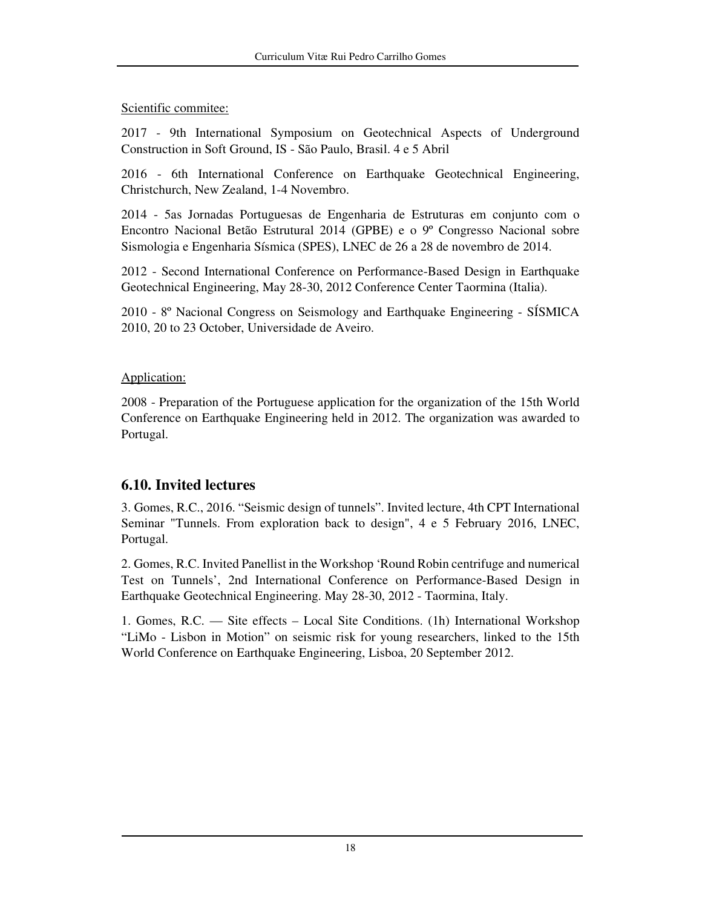Scientific commitee:

2017 - 9th International Symposium on Geotechnical Aspects of Underground Construction in Soft Ground, IS - São Paulo, Brasil. 4 e 5 Abril

2016 - 6th International Conference on Earthquake Geotechnical Engineering, Christchurch, New Zealand, 1-4 Novembro.

2014 - 5as Jornadas Portuguesas de Engenharia de Estruturas em conjunto com o Encontro Nacional Betão Estrutural 2014 (GPBE) e o 9º Congresso Nacional sobre Sismologia e Engenharia Sísmica (SPES), LNEC de 26 a 28 de novembro de 2014.

2012 - Second International Conference on Performance-Based Design in Earthquake Geotechnical Engineering, May 28-30, 2012 Conference Center Taormina (Italia).

2010 - 8º Nacional Congress on Seismology and Earthquake Engineering - SÍSMICA 2010, 20 to 23 October, Universidade de Aveiro.

Application:

2008 - Preparation of the Portuguese application for the organization of the 15th World Conference on Earthquake Engineering held in 2012. The organization was awarded to Portugal.

## 6.10. Invited lectures

3. Gomes, R.C., 2016. "Seismic design of tunnels". Invited lecture, 4th CPT International Seminar "Tunnels. From exploration back to design", 4 e 5 February 2016, LNEC, Portugal.

2. Gomes, R.C. Invited Panellist in the Workshop 'Round Robin centrifuge and numerical Test on Tunnels', 2nd International Conference on Performance-Based Design in Earthquake Geotechnical Engineering. May 28-30, 2012 - Taormina, Italy.

1. Gomes, R.C. — Site effects – Local Site Conditions. (1h) International Workshop "LiMo - Lisbon in Motion" on seismic risk for young researchers, linked to the 15th World Conference on Earthquake Engineering, Lisboa, 20 September 2012.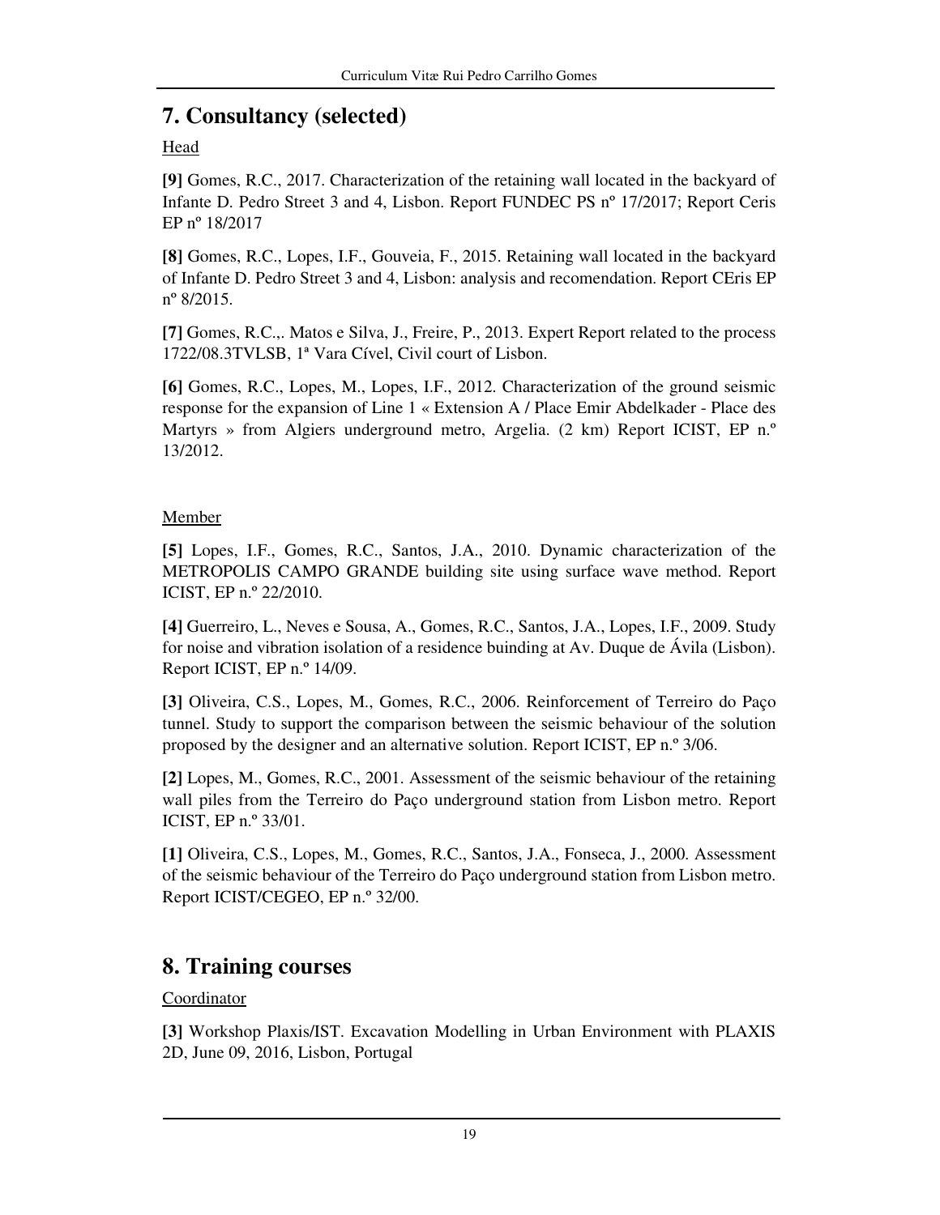## 7. Consultancy (selected)

Head

**[9]** Gomes, R.C., 2017. Characterization of the retaining wall located in the backyard of Infante D. Pedro Street 3 and 4, Lisbon. Report FUNDEC PS nº 17/2017; Report Ceris EP nº 18/2017

**[8]** Gomes, R.C., Lopes, I.F., Gouveia, F., 2015. Retaining wall located in the backyard of Infante D. Pedro Street 3 and 4, Lisbon: analysis and recomendation. Report CEris EP nº 8/2015.

**[7]** Gomes, R.C.,. Matos e Silva, J., Freire, P., 2013. Expert Report related to the process 1722/08.3TVLSB, 1ª Vara Cível, Civil court of Lisbon.

**[6]** Gomes, R.C., Lopes, M., Lopes, I.F., 2012. Characterization of the ground seismic response for the expansion of Line 1 « Extension A / Place Emir Abdelkader - Place des Martyrs » from Algiers underground metro, Argelia. (2 km) Report ICIST, EP n.º 13/2012.

Member

**[5]** Lopes, I.F., Gomes, R.C., Santos, J.A., 2010. Dynamic characterization of the METROPOLIS CAMPO GRANDE building site using surface wave method. Report ICIST, EP n.º 22/2010.

**[4]** Guerreiro, L., Neves e Sousa, A., Gomes, R.C., Santos, J.A., Lopes, I.F., 2009. Study for noise and vibration isolation of a residence buinding at Av. Duque de Ávila (Lisbon). Report ICIST, EP n.º 14/09.

**[3]** Oliveira, C.S., Lopes, M., Gomes, R.C., 2006. Reinforcement of Terreiro do Paço tunnel. Study to support the comparison between the seismic behaviour of the solution proposed by the designer and an alternative solution. Report ICIST, EP n.º 3/06.

**[2]** Lopes, M., Gomes, R.C., 2001. Assessment of the seismic behaviour of the retaining wall piles from the Terreiro do Paço underground station from Lisbon metro. Report ICIST, EP n.º 33/01.

**[1]** Oliveira, C.S., Lopes, M., Gomes, R.C., Santos, J.A., Fonseca, J., 2000. Assessment of the seismic behaviour of the Terreiro do Paço underground station from Lisbon metro. Report ICIST/CEGEO, EP n.º 32/00.

## 8. Training courses

Coordinator

**[3]** Workshop Plaxis/IST. Excavation Modelling in Urban Environment with PLAXIS 2D, June 09, 2016, Lisbon, Portugal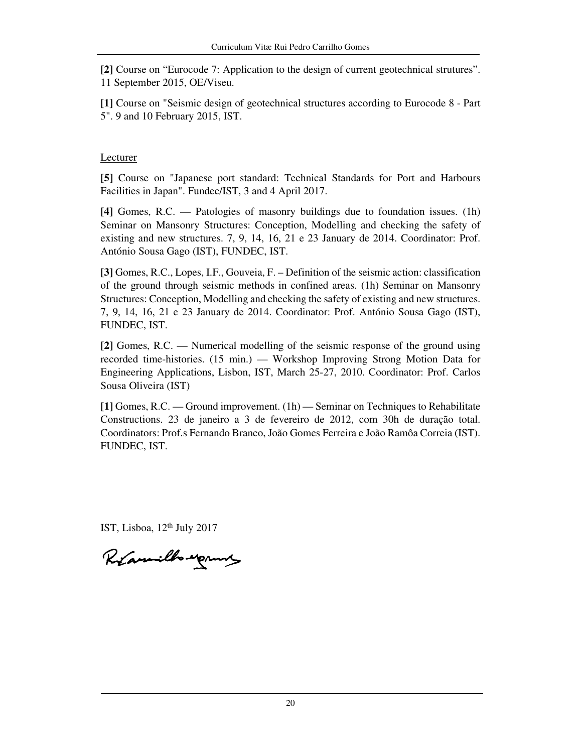**[2]** Course on "Eurocode 7: Application to the design of current geotechnical strutures". 11 September 2015, OE/Viseu.

**[1]** Course on "Seismic design of geotechnical structures according to Eurocode 8 - Part 5". 9 and 10 February 2015, IST.

Lecturer

**[5]** Course on "Japanese port standard: Technical Standards for Port and Harbours Facilities in Japan". Fundec/IST, 3 and 4 April 2017.

**[4]** Gomes, R.C. — Patologies of masonry buildings due to foundation issues. (1h) Seminar on Mansonry Structures: Conception, Modelling and checking the safety of existing and new structures. 7, 9, 14, 16, 21 e 23 January de 2014. Coordinator: Prof. António Sousa Gago (IST), FUNDEC, IST.

**[3]** Gomes, R.C., Lopes, I.F., Gouveia, F. – Definition of the seismic action: classification of the ground through seismic methods in confined areas. (1h) Seminar on Mansonry Structures: Conception, Modelling and checking the safety of existing and new structures. 7, 9, 14, 16, 21 e 23 January de 2014. Coordinator: Prof. António Sousa Gago (IST), FUNDEC, IST.

**[2]** Gomes, R.C. — Numerical modelling of the seismic response of the ground using recorded time-histories. (15 min.) — Workshop Improving Strong Motion Data for Engineering Applications, Lisbon, IST, March 25-27, 2010. Coordinator: Prof. Carlos Sousa Oliveira (IST)

**[1]** Gomes, R.C. — Ground improvement. (1h) — Seminar on Techniques to Rehabilitate Constructions. 23 de janeiro a 3 de fevereiro de 2012, com 30h de duração total. Coordinators: Prof.s Fernando Branco, João Gomes Ferreira e João Ramôa Correia (IST). FUNDEC, IST.

IST, Lisboa, 12th July 2017